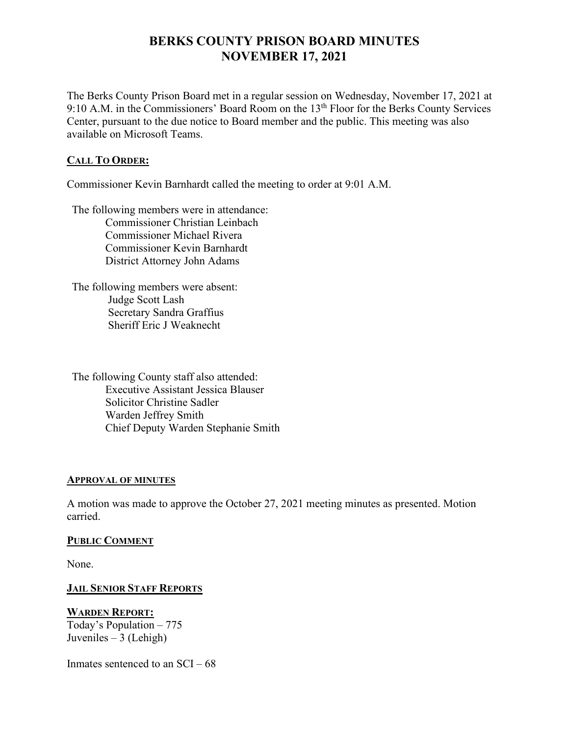# BERKS COUNTY PRISON BOARD MINUTES
# NOVEMBER 17, 2021

The Berks County Prison Board met in a regular session on Wednesday, November 17, 2021 at 9:10 A.M. in the Commissioners' Board Room on the 13th Floor for the Berks County Services Center, pursuant to the due notice to Board member and the public. This meeting was also available on Microsoft Teams.

## CALL TO ORDER:

Commissioner Kevin Barnhardt called the meeting to order at 9:01 A.M.

The following members were in attendance:
- Commissioner Christian Leinbach
- Commissioner Michael Rivera
- Commissioner Kevin Barnhardt
- District Attorney John Adams

The following members were absent:
- Judge Scott Lash
- Secretary Sandra Graffius
- Sheriff Eric J Weaknecht

The following County staff also attended:
- Executive Assistant Jessica Blauser
- Solicitor Christine Sadler
- Warden Jeffrey Smith
- Chief Deputy Warden Stephanie Smith

## APPROVAL OF MINUTES

A motion was made to approve the October 27, 2021 meeting minutes as presented. Motion carried.

## PUBLIC COMMENT

None.

## JAIL SENIOR STAFF REPORTS

### WARDEN REPORT:

Today's Population – 775
Juveniles – 3 (Lehigh)

Inmates sentenced to an SCI – 68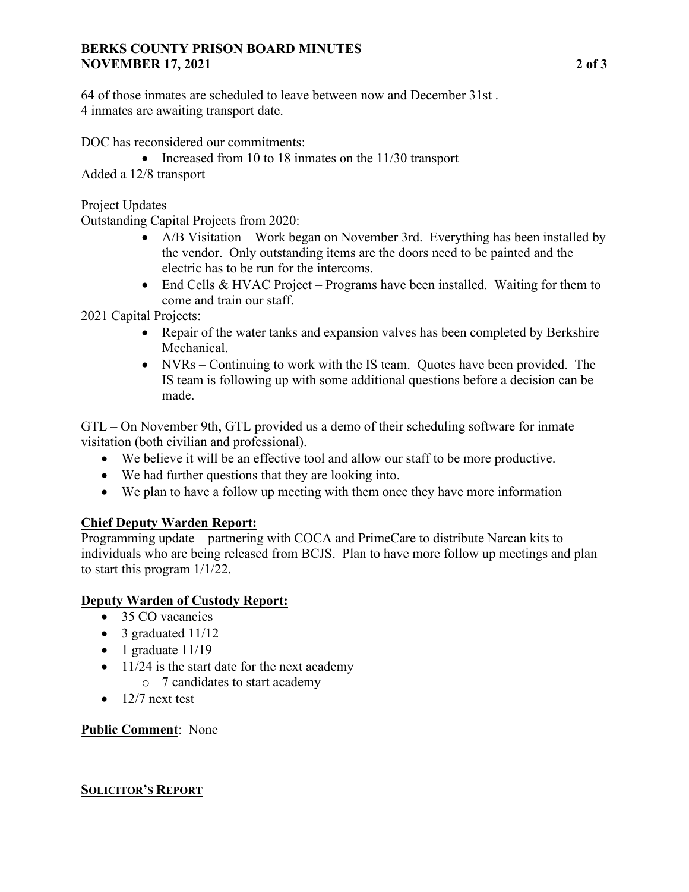64 of those inmates are scheduled to leave between now and December 31st .
4 inmates are awaiting transport date.

DOC has reconsidered our commitments:

- Increased from 10 to 18 inmates on the 11/30 transport

Added a 12/8 transport

Project Updates –
Outstanding Capital Projects from 2020:

- A/B Visitation – Work began on November 3rd. Everything has been installed by the vendor. Only outstanding items are the doors need to be painted and the electric has to be run for the intercoms.
- End Cells & HVAC Project – Programs have been installed. Waiting for them to come and train our staff.

2021 Capital Projects:

- Repair of the water tanks and expansion valves has been completed by Berkshire Mechanical.
- NVRs – Continuing to work with the IS team. Quotes have been provided. The IS team is following up with some additional questions before a decision can be made.

GTL – On November 9th, GTL provided us a demo of their scheduling software for inmate visitation (both civilian and professional).

- We believe it will be an effective tool and allow our staff to be more productive.
- We had further questions that they are looking into.
- We plan to have a follow up meeting with them once they have more information

**Chief Deputy Warden Report:**

Programming update – partnering with COCA and PrimeCare to distribute Narcan kits to individuals who are being released from BCJS. Plan to have more follow up meetings and plan to start this program 1/1/22.

**Deputy Warden of Custody Report:**

- 35 CO vacancies
- 3 graduated 11/12
- 1 graduate 11/19
- 11/24 is the start date for the next academy
    - 7 candidates to start academy
- 12/7 next test

**Public Comment**: None

**SOLICITOR'S REPORT**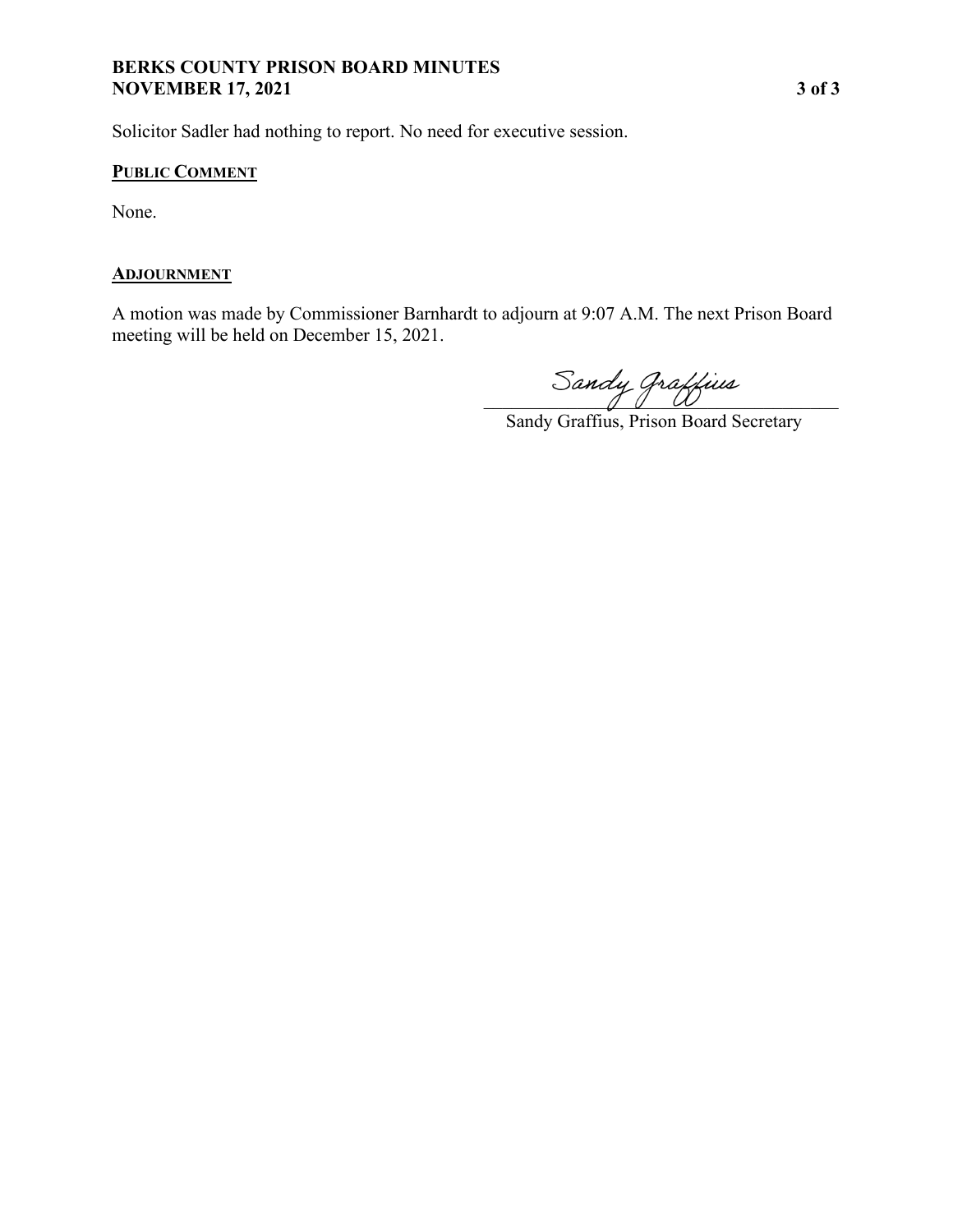Solicitor Sadler had nothing to report. No need for executive session.

**PUBLIC COMMENT**

None.

**ADJOURNMENT**

A motion was made by Commissioner Barnhardt to adjourn at 9:07 A.M. The next Prison Board meeting will be held on December 15, 2021.

Sandy Graffius

Sandy Graffius, Prison Board Secretary